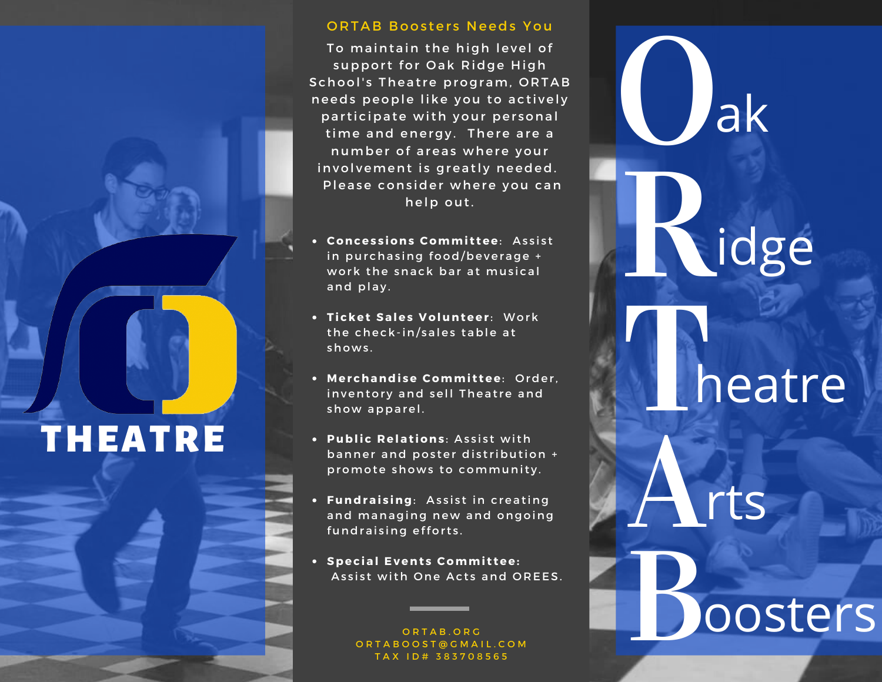# Oak Ridge Theatre Arts Boosters

THEATRE

## ORTAB Boosters Needs You

To maintain the high level of support for Oak Ridge High School's Theatre program, ORTAB needs people like you to actively participate with your personal time and energy. There are a number of areas where your involvement is greatly needed. Please consider where you can help out.

- **Concessions Committee**: Assist in purchasing food/beverage + work the snack bar at musical and play.
- **Ticket Sales Volunteer**: Work the check-in/sales table at shows.
- **Merchandise Committee**: Order, inventory and sell Theatre and show apparel.
- **Public Relations**: Assist with banner and poster distribution + promote shows to community.
- **Fundraising**: Assist in creating and managing new and ongoing fundraising efforts.
- **Special Events Committee:** Assist with One Acts and OREES.

ORTAB.ORG
ORTABOOST@GMAIL.COM
TAX ID# 383708565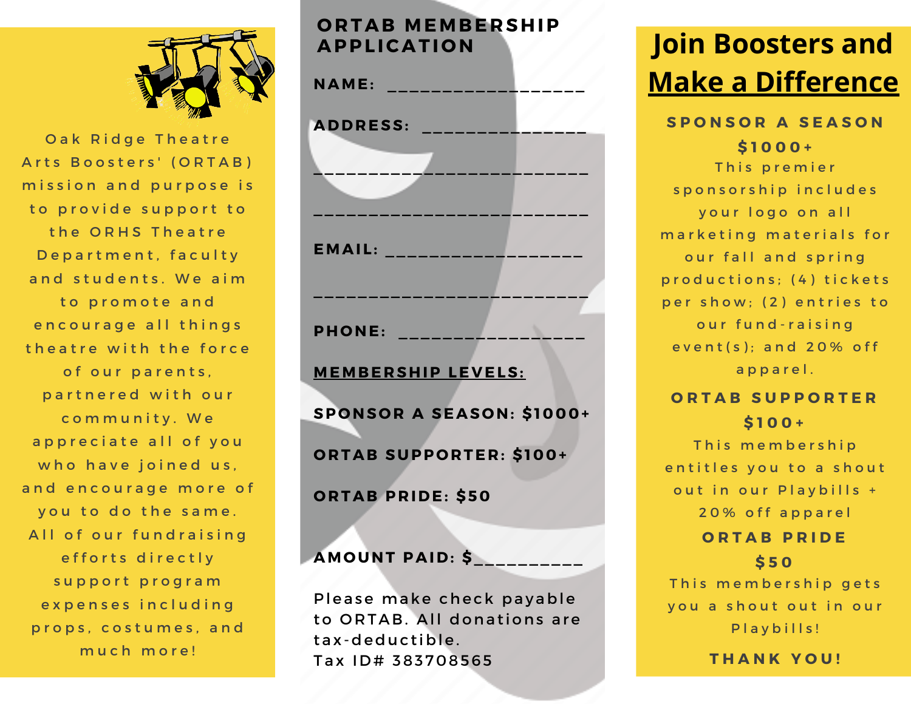Oak Ridge Theatre Arts Boosters' (ORTAB) mission and purpose is to provide support to the ORHS Theatre Department, faculty and students. We aim to promote and encourage all things theatre with the force of our parents, partnered with our community. We appreciate all of you who have joined us, and encourage more of you to do the same. All of our fundraising efforts directly support program expenses including props, costumes, and much more!

# ORTAB MEMBERSHIP APPLICATION

**NAME:** ___________________

**ADDRESS:** ________________

____________________________

____________________________

**EMAIL:** ___________________

____________________________

**PHONE:** __________________

**MEMBERSHIP LEVELS:**

**SPONSOR A SEASON: $1000+**

**ORTAB SUPPORTER: $100+**

**ORTAB PRIDE: $50**

**AMOUNT PAID: $**___________

Please make check payable to ORTAB. All donations are tax-deductible.
Tax ID# 383708565

# Join Boosters and Make a Difference

### SPONSOR A SEASON
**$1000+**

This premier sponsorship includes your logo on all marketing materials for our fall and spring productions; (4) tickets per show; (2) entries to our fund-raising event(s); and 20% off apparel.

### ORTAB SUPPORTER
**$100+**

This membership entitles you to a shout out in our Playbills + 20% off apparel

### ORTAB PRIDE
**$50**

This membership gets you a shout out in our Playbills!

**THANK YOU!**